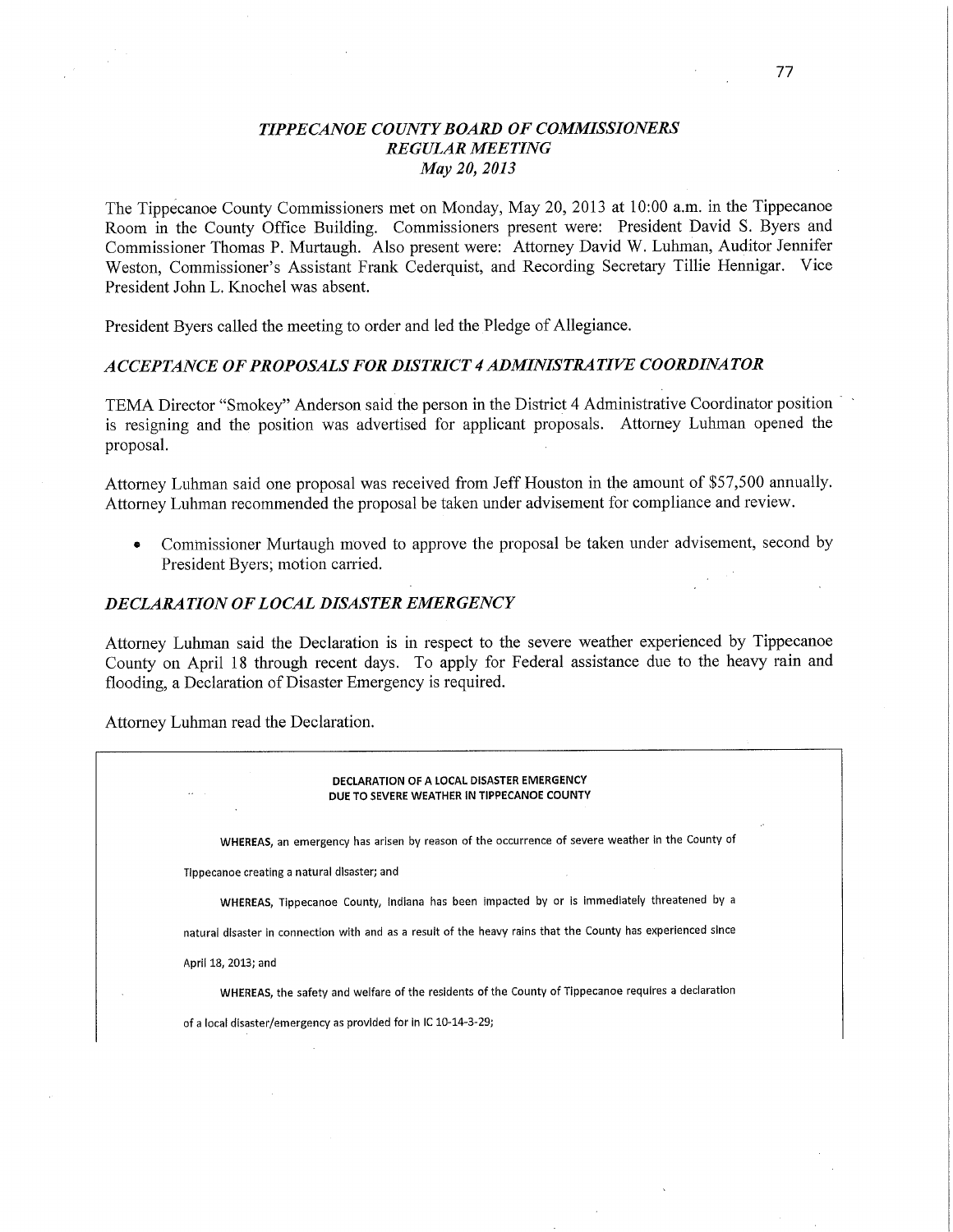# *TIPPECANOE COUNTY BOARD OF COMMISSIONERS*
## *REGULAR MEETING*
### *May 20, 2013*

The Tippecanoe County Commissioners met on Monday, May 20, 2013 at 10:00 a.m. in the Tippecanoe Room in the County Office Building. Commissioners present were: President David S. Byers and Commissioner Thomas P. Murtaugh. Also present were: Attorney David W. Luhman, Auditor Jennifer Weston, Commissioner's Assistant Frank Cederquist, and Recording Secretary Tillie Hennigar. Vice President John L. Knochel was absent.

President Byers called the meeting to order and led the Pledge of Allegiance.

## *ACCEPTANCE OF PROPOSALS FOR DISTRICT 4 ADMINISTRATIVE COORDINATOR*

TEMA Director "Smokey" Anderson said the person in the District 4 Administrative Coordinator position is resigning and the position was advertised for applicant proposals. Attorney Luhman opened the proposal.

Attorney Luhman said one proposal was received from Jeff Houston in the amount of $57,500 annually. Attorney Luhman recommended the proposal be taken under advisement for compliance and review.

- Commissioner Murtaugh moved to approve the proposal be taken under advisement, second by President Byers; motion carried.

## *DECLARATION OF LOCAL DISASTER EMERGENCY*

Attorney Luhman said the Declaration is in respect to the severe weather experienced by Tippecanoe County on April 18 through recent days. To apply for Federal assistance due to the heavy rain and flooding, a Declaration of Disaster Emergency is required.

Attorney Luhman read the Declaration.

**DECLARATION OF A LOCAL DISASTER EMERGENCY**
**DUE TO SEVERE WEATHER IN TIPPECANOE COUNTY**

WHEREAS, an emergency has arisen by reason of the occurrence of severe weather in the County of Tippecanoe creating a natural disaster; and

WHEREAS, Tippecanoe County, Indiana has been impacted by or is immediately threatened by a natural disaster in connection with and as a result of the heavy rains that the County has experienced since April 18, 2013; and

WHEREAS, the safety and welfare of the residents of the County of Tippecanoe requires a declaration of a local disaster/emergency as provided for in IC 10-14-3-29;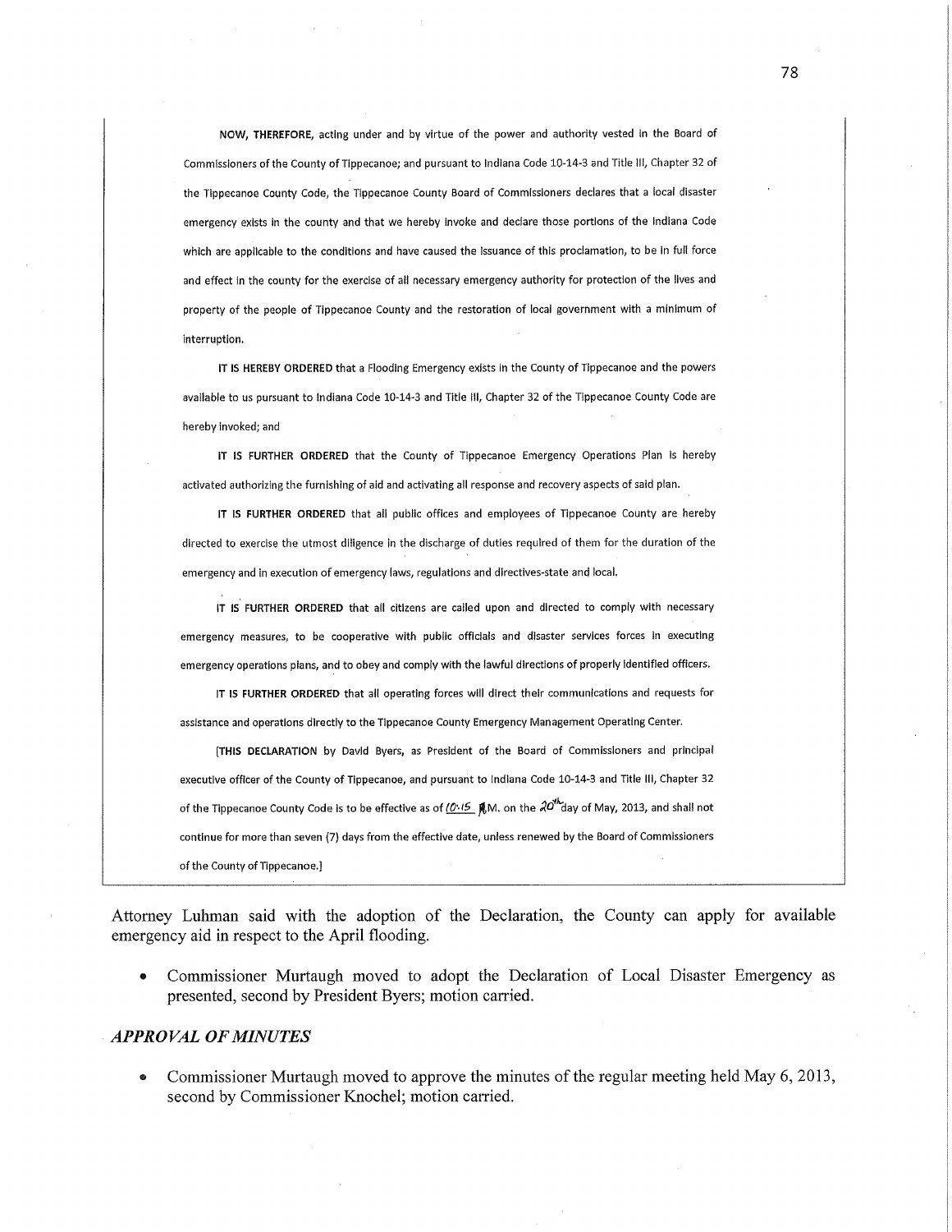**NOW, THEREFORE,** acting under and by virtue of the power and authority vested in the Board of Commissioners of the County of Tippecanoe; and pursuant to Indiana Code 10-14-3 and Title III, Chapter 32 of the Tippecanoe County Code, the Tippecanoe County Board of Commissioners declares that a local disaster emergency exists in the county and that we hereby invoke and declare those portions of the Indiana Code which are applicable to the conditions and have caused the issuance of this proclamation, to be in full force and effect in the county for the exercise of all necessary emergency authority for protection of the lives and property of the people of Tippecanoe County and the restoration of local government with a minimum of interruption.

**IT IS HEREBY ORDERED** that a Flooding Emergency exists in the County of Tippecanoe and the powers available to us pursuant to Indiana Code 10-14-3 and Title III, Chapter 32 of the Tippecanoe County Code are hereby invoked; and

**IT IS FURTHER ORDERED** that the County of Tippecanoe Emergency Operations Plan is hereby activated authorizing the furnishing of aid and activating all response and recovery aspects of said plan.

**IT IS FURTHER ORDERED** that all public offices and employees of Tippecanoe County are hereby directed to exercise the utmost diligence in the discharge of duties required of them for the duration of the emergency and in execution of emergency laws, regulations and directives-state and local.

**IT IS FURTHER ORDERED** that all citizens are called upon and directed to comply with necessary emergency measures, to be cooperative with public officials and disaster services forces in executing emergency operations plans, and to obey and comply with the lawful directions of properly identified officers.

**IT IS FURTHER ORDERED** that all operating forces will direct their communications and requests for assistance and operations directly to the Tippecanoe County Emergency Management Operating Center.

[**THIS DECLARATION** by David Byers, as President of the Board of Commissioners and principal executive officer of the County of Tippecanoe, and pursuant to Indiana Code 10-14-3 and Title III, Chapter 32 of the Tippecanoe County Code is to be effective as of 10:15 A.M. on the 20th day of May, 2013, and shall not continue for more than seven (7) days from the effective date, unless renewed by the Board of Commissioners of the County of Tippecanoe.]

Attorney Luhman said with the adoption of the Declaration, the County can apply for available emergency aid in respect to the April flooding.

- Commissioner Murtaugh moved to adopt the Declaration of Local Disaster Emergency as presented, second by President Byers; motion carried.

## *APPROVAL OF MINUTES*

- Commissioner Murtaugh moved to approve the minutes of the regular meeting held May 6, 2013, second by Commissioner Knochel; motion carried.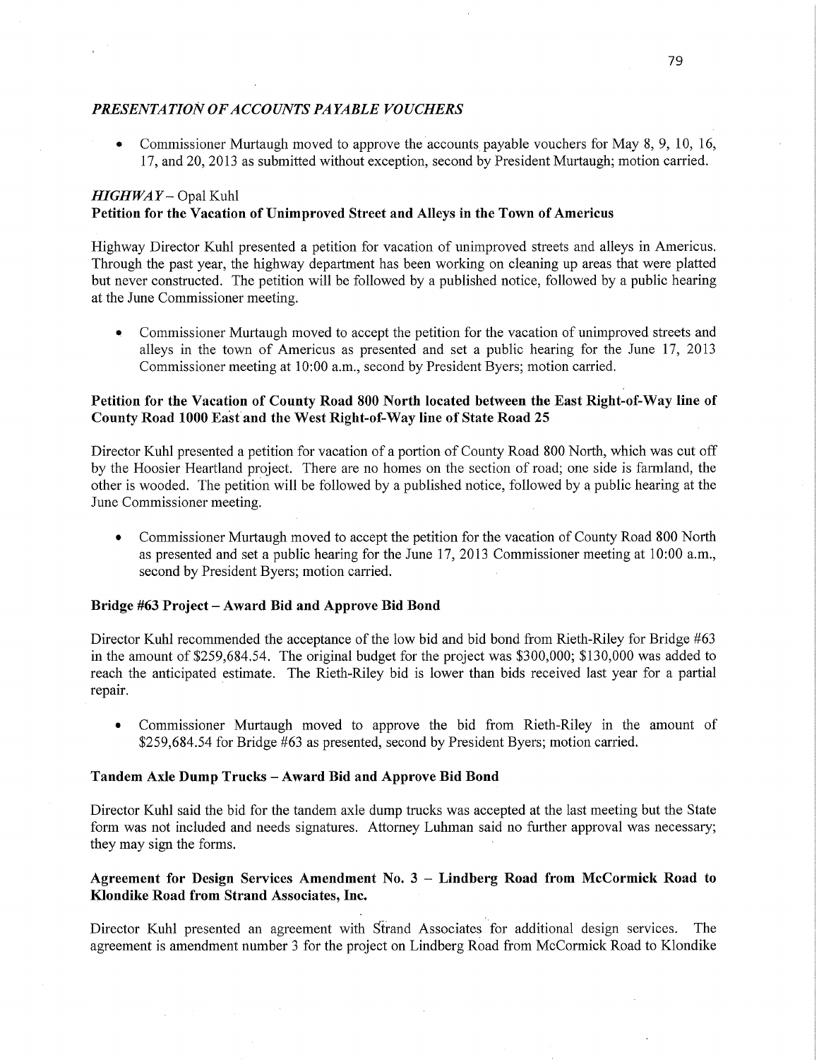## *PRESENTATION OF ACCOUNTS PAYABLE VOUCHERS*

- Commissioner Murtaugh moved to approve the accounts payable vouchers for May 8, 9, 10, 16, 17, and 20, 2013 as submitted without exception, second by President Murtaugh; motion carried.

## *HIGHWAY* – Opal Kuhl

**Petition for the Vacation of Unimproved Street and Alleys in the Town of Americus**

Highway Director Kuhl presented a petition for vacation of unimproved streets and alleys in Americus. Through the past year, the highway department has been working on cleaning up areas that were platted but never constructed. The petition will be followed by a published notice, followed by a public hearing at the June Commissioner meeting.

- Commissioner Murtaugh moved to accept the petition for the vacation of unimproved streets and alleys in the town of Americus as presented and set a public hearing for the June 17, 2013 Commissioner meeting at 10:00 a.m., second by President Byers; motion carried.

**Petition for the Vacation of County Road 800 North located between the East Right-of-Way line of County Road 1000 East and the West Right-of-Way line of State Road 25**

Director Kuhl presented a petition for vacation of a portion of County Road 800 North, which was cut off by the Hoosier Heartland project. There are no homes on the section of road; one side is farmland, the other is wooded. The petition will be followed by a published notice, followed by a public hearing at the June Commissioner meeting.

- Commissioner Murtaugh moved to accept the petition for the vacation of County Road 800 North as presented and set a public hearing for the June 17, 2013 Commissioner meeting at 10:00 a.m., second by President Byers; motion carried.

**Bridge #63 Project – Award Bid and Approve Bid Bond**

Director Kuhl recommended the acceptance of the low bid and bid bond from Rieth-Riley for Bridge #63 in the amount of $259,684.54. The original budget for the project was $300,000; $130,000 was added to reach the anticipated estimate. The Rieth-Riley bid is lower than bids received last year for a partial repair.

- Commissioner Murtaugh moved to approve the bid from Rieth-Riley in the amount of $259,684.54 for Bridge #63 as presented, second by President Byers; motion carried.

**Tandem Axle Dump Trucks – Award Bid and Approve Bid Bond**

Director Kuhl said the bid for the tandem axle dump trucks was accepted at the last meeting but the State form was not included and needs signatures. Attorney Luhman said no further approval was necessary; they may sign the forms.

**Agreement for Design Services Amendment No. 3 – Lindberg Road from McCormick Road to Klondike Road from Strand Associates, Inc.**

Director Kuhl presented an agreement with Strand Associates for additional design services. The agreement is amendment number 3 for the project on Lindberg Road from McCormick Road to Klondike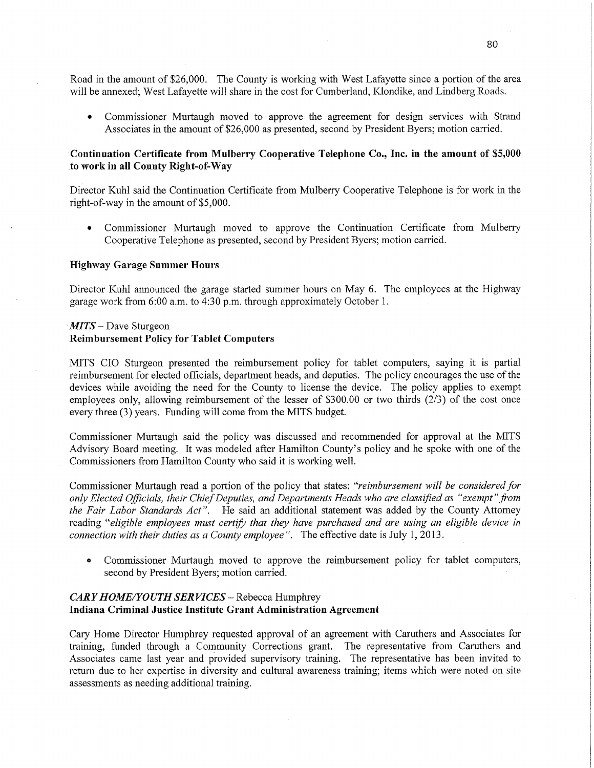Road in the amount of $26,000. The County is working with West Lafayette since a portion of the area will be annexed; West Lafayette will share in the cost for Cumberland, Klondike, and Lindberg Roads.

- Commissioner Murtaugh moved to approve the agreement for design services with Strand Associates in the amount of $26,000 as presented, second by President Byers; motion carried.

**Continuation Certificate from Mulberry Cooperative Telephone Co., Inc. in the amount of $5,000 to work in all County Right-of-Way**

Director Kuhl said the Continuation Certificate from Mulberry Cooperative Telephone is for work in the right-of-way in the amount of $5,000.

- Commissioner Murtaugh moved to approve the Continuation Certificate from Mulberry Cooperative Telephone as presented, second by President Byers; motion carried.

**Highway Garage Summer Hours**

Director Kuhl announced the garage started summer hours on May 6. The employees at the Highway garage work from 6:00 a.m. to 4:30 p.m. through approximately October 1.

***MITS*** – Dave Sturgeon
**Reimbursement Policy for Tablet Computers**

MITS CIO Sturgeon presented the reimbursement policy for tablet computers, saying it is partial reimbursement for elected officials, department heads, and deputies. The policy encourages the use of the devices while avoiding the need for the County to license the device. The policy applies to exempt employees only, allowing reimbursement of the lesser of $300.00 or two thirds (2/3) of the cost once every three (3) years. Funding will come from the MITS budget.

Commissioner Murtaugh said the policy was discussed and recommended for approval at the MITS Advisory Board meeting. It was modeled after Hamilton County's policy and he spoke with one of the Commissioners from Hamilton County who said it is working well.

Commissioner Murtaugh read a portion of the policy that states: *"reimbursement will be considered for only Elected Officials, their Chief Deputies, and Departments Heads who are classified as "exempt" from the Fair Labor Standards Act".* He said an additional statement was added by the County Attorney reading *"eligible employees must certify that they have purchased and are using an eligible device in connection with their duties as a County employee".* The effective date is July 1, 2013.

- Commissioner Murtaugh moved to approve the reimbursement policy for tablet computers, second by President Byers; motion carried.

***CARY HOME/YOUTH SERVICES*** – Rebecca Humphrey
**Indiana Criminal Justice Institute Grant Administration Agreement**

Cary Home Director Humphrey requested approval of an agreement with Caruthers and Associates for training, funded through a Community Corrections grant. The representative from Caruthers and Associates came last year and provided supervisory training. The representative has been invited to return due to her expertise in diversity and cultural awareness training; items which were noted on site assessments as needing additional training.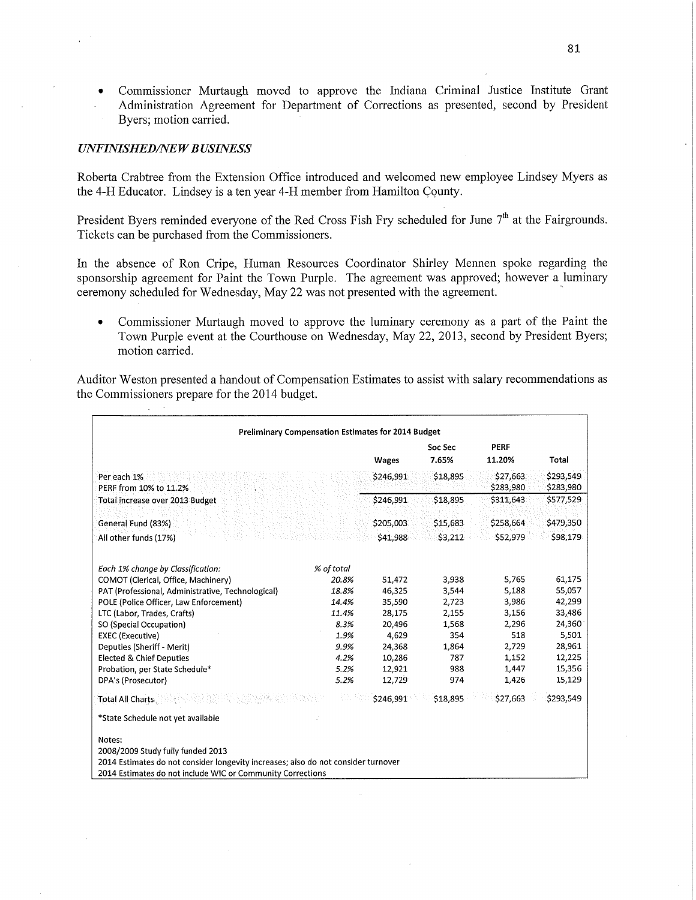- Commissioner Murtaugh moved to approve the Indiana Criminal Justice Institute Grant Administration Agreement for Department of Corrections as presented, second by President Byers; motion carried.

## *UNFINISHED/NEW BUSINESS*

Roberta Crabtree from the Extension Office introduced and welcomed new employee Lindsey Myers as the 4-H Educator. Lindsey is a ten year 4-H member from Hamilton County.

President Byers reminded everyone of the Red Cross Fish Fry scheduled for June 7th at the Fairgrounds. Tickets can be purchased from the Commissioners.

In the absence of Ron Cripe, Human Resources Coordinator Shirley Mennen spoke regarding the sponsorship agreement for Paint the Town Purple. The agreement was approved; however a luminary ceremony scheduled for Wednesday, May 22 was not presented with the agreement.

- Commissioner Murtaugh moved to approve the luminary ceremony as a part of the Paint the Town Purple event at the Courthouse on Wednesday, May 22, 2013, second by President Byers; motion carried.

Auditor Weston presented a handout of Compensation Estimates to assist with salary recommendations as the Commissioners prepare for the 2014 budget.

**Preliminary Compensation Estimates for 2014 Budget**

| | | Wages | Soc Sec 7.65% | PERF 11.20% | Total |
|---|---|---|---|---|---|
| Per each 1% | | $246,991 | $18,895 | $27,663 | $293,549 |
| PERF from 10% to 11.2% | | | | $283,980 | $283,980 |
| Total increase over 2013 Budget | | $246,991 | $18,895 | $311,643 | $577,529 |
| General Fund (83%) | | $205,003 | $15,683 | $258,664 | $479,350 |
| All other funds (17%) | | $41,988 | $3,212 | $52,979 | $98,179 |
| *Each 1% change by Classification:* | *% of total* | | | | |
| COMOT (Clerical, Office, Machinery) | *20.8%* | 51,472 | 3,938 | 5,765 | 61,175 |
| PAT (Professional, Administrative, Technological) | *18.8%* | 46,325 | 3,544 | 5,188 | 55,057 |
| POLE (Police Officer, Law Enforcement) | *14.4%* | 35,590 | 2,723 | 3,986 | 42,299 |
| LTC (Labor, Trades, Crafts) | *11.4%* | 28,175 | 2,155 | 3,156 | 33,486 |
| SO (Special Occupation) | *8.3%* | 20,496 | 1,568 | 2,296 | 24,360 |
| EXEC (Executive) | *1.9%* | 4,629 | 354 | 518 | 5,501 |
| Deputies (Sheriff - Merit) | *9.9%* | 24,368 | 1,864 | 2,729 | 28,961 |
| Elected & Chief Deputies | *4.2%* | 10,286 | 787 | 1,152 | 12,225 |
| Probation, per State Schedule* | *5.2%* | 12,921 | 988 | 1,447 | 15,356 |
| DPA's (Prosecutor) | *5.2%* | 12,729 | 974 | 1,426 | 15,129 |
| Total All Charts | | $246,991 | $18,895 | $27,663 | $293,549 |

*State Schedule not yet available

Notes:
2008/2009 Study fully funded 2013
2014 Estimates do not consider longevity increases; also do not consider turnover
2014 Estimates do not include WIC or Community Corrections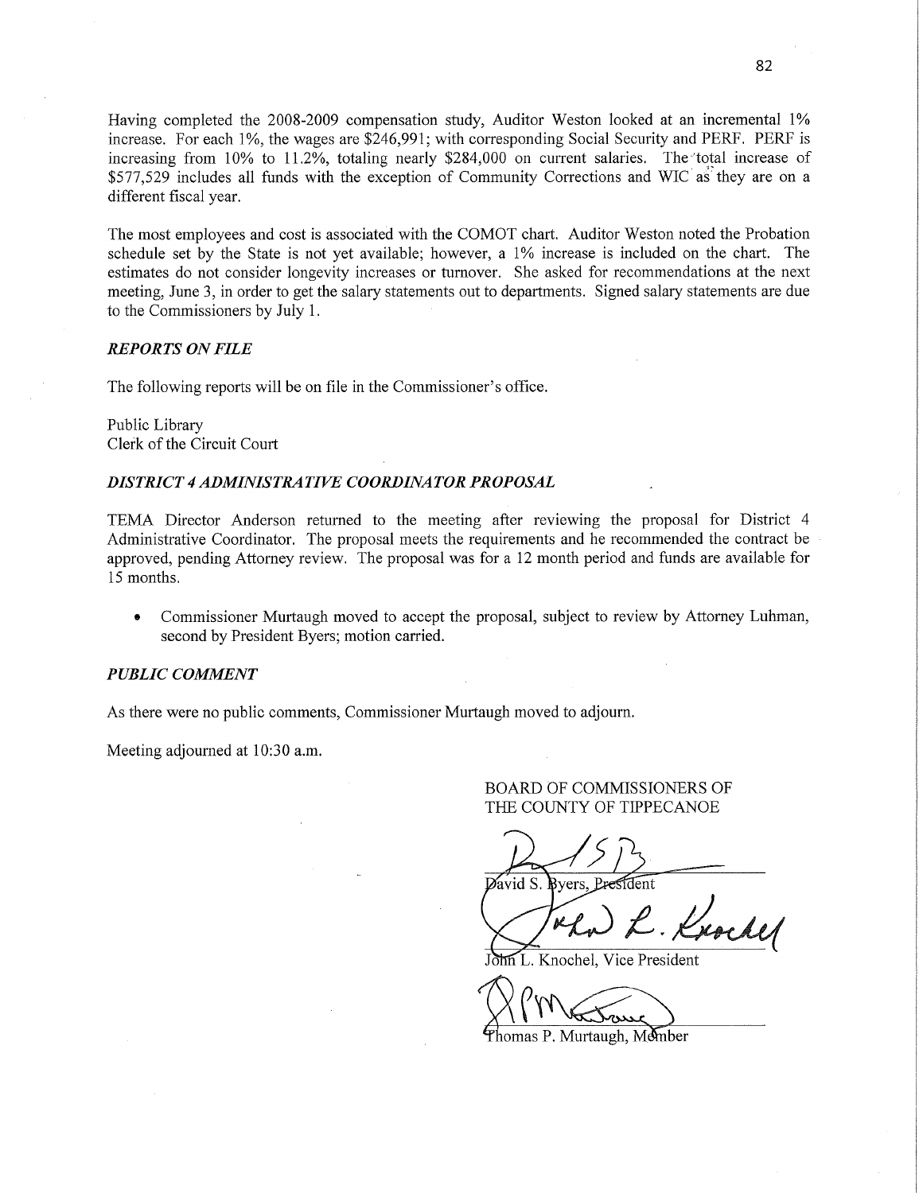Having completed the 2008-2009 compensation study, Auditor Weston looked at an incremental 1% increase. For each 1%, the wages are $246,991; with corresponding Social Security and PERF. PERF is increasing from 10% to 11.2%, totaling nearly $284,000 on current salaries. The total increase of $577,529 includes all funds with the exception of Community Corrections and WIC as they are on a different fiscal year.

The most employees and cost is associated with the COMOT chart. Auditor Weston noted the Probation schedule set by the State is not yet available; however, a 1% increase is included on the chart. The estimates do not consider longevity increases or turnover. She asked for recommendations at the next meeting, June 3, in order to get the salary statements out to departments. Signed salary statements are due to the Commissioners by July 1.

### *REPORTS ON FILE*

The following reports will be on file in the Commissioner's office.

Public Library
Clerk of the Circuit Court

### *DISTRICT 4 ADMINISTRATIVE COORDINATOR PROPOSAL*

TEMA Director Anderson returned to the meeting after reviewing the proposal for District 4 Administrative Coordinator. The proposal meets the requirements and he recommended the contract be approved, pending Attorney review. The proposal was for a 12 month period and funds are available for 15 months.

- Commissioner Murtaugh moved to accept the proposal, subject to review by Attorney Luhman, second by President Byers; motion carried.

### *PUBLIC COMMENT*

As there were no public comments, Commissioner Murtaugh moved to adjourn.

Meeting adjourned at 10:30 a.m.

BOARD OF COMMISSIONERS OF
THE COUNTY OF TIPPECANOE

David S. Byers, President

John L. Knochel, Vice President

Thomas P. Murtaugh, Member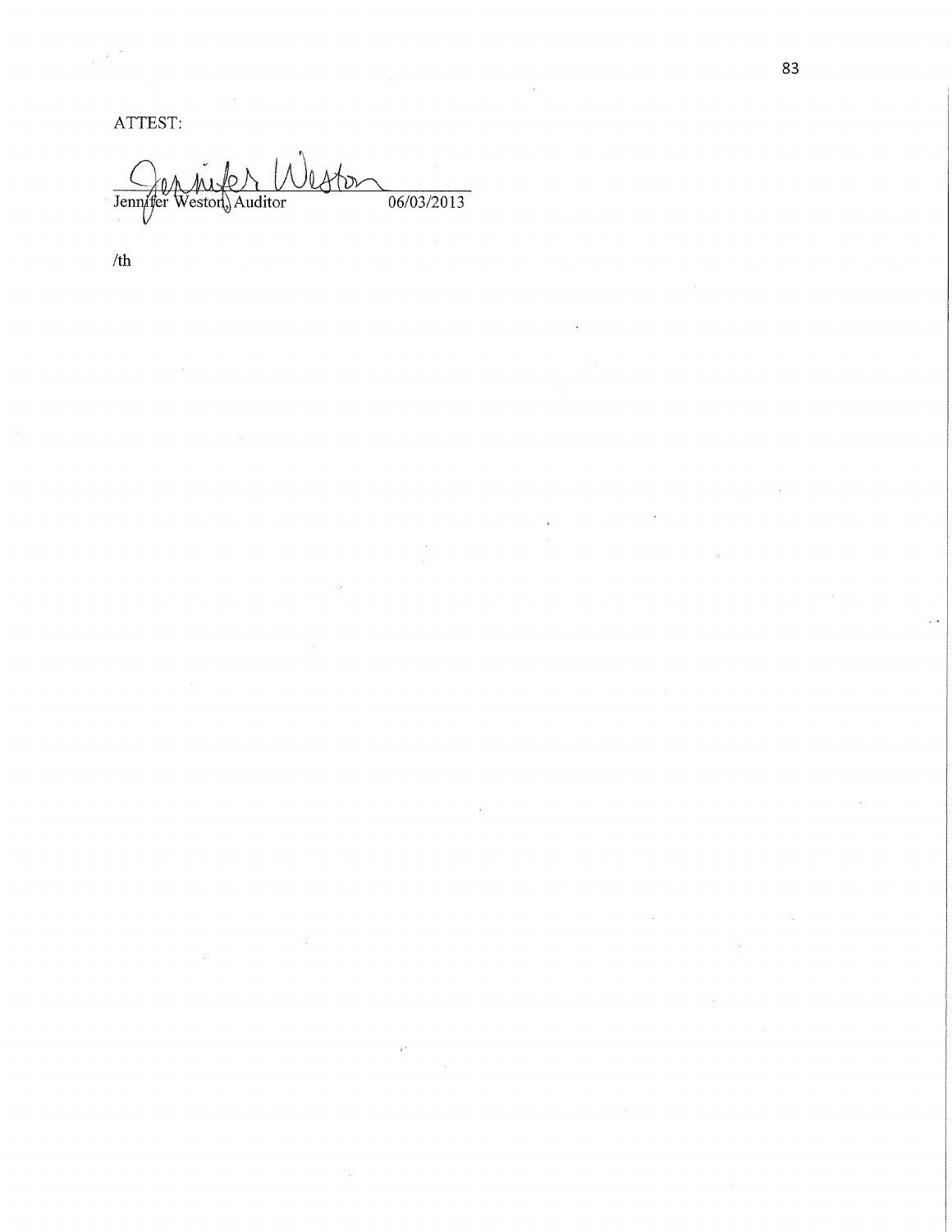ATTEST:

Jennifer Weston, Auditor 06/03/2013

/th